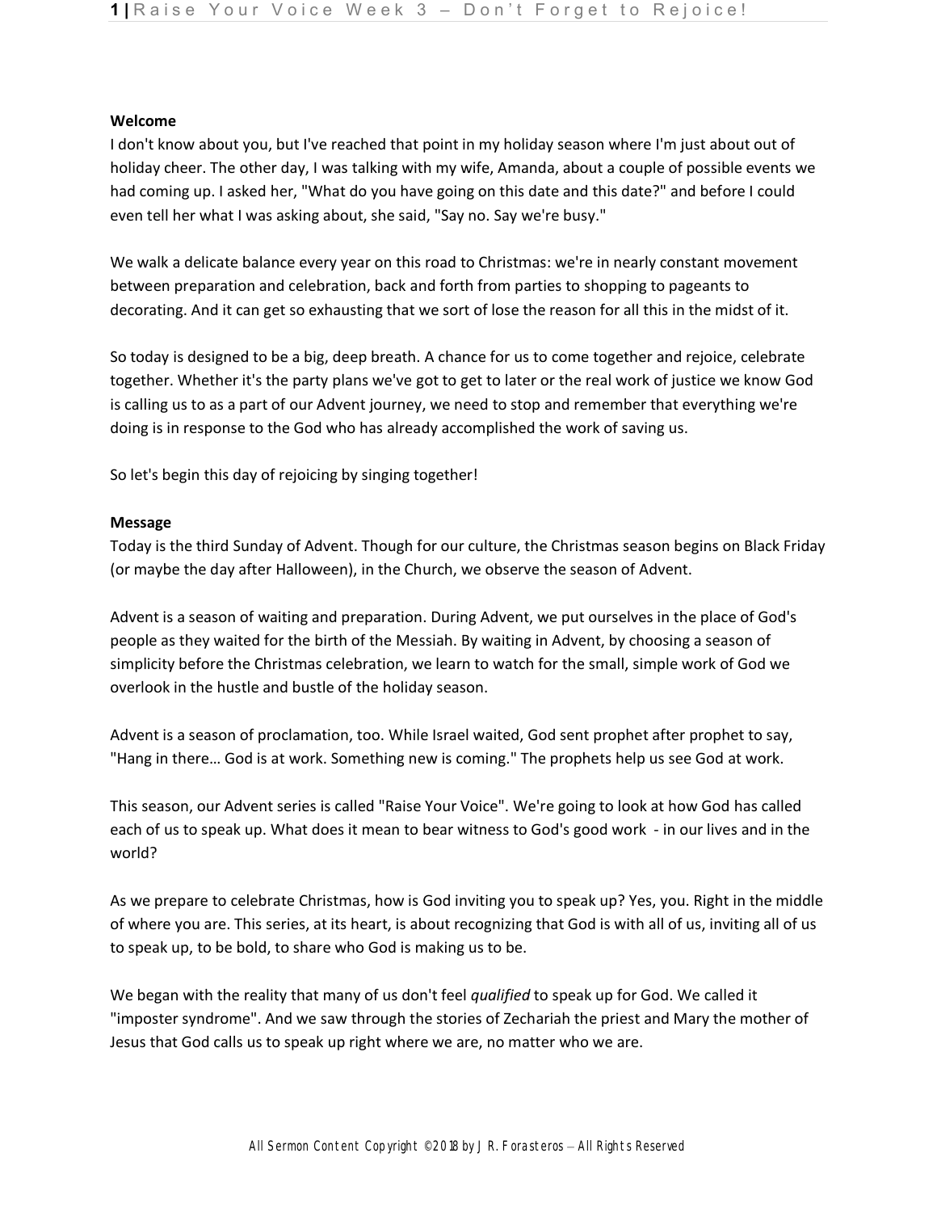**Welcome**

I don't know about you, but I've reached that point in my holiday season where I'm just about out of holiday cheer. The other day, I was talking with my wife, Amanda, about a couple of possible events we had coming up. I asked her, "What do you have going on this date and this date?" and before I could even tell her what I was asking about, she said, "Say no. Say we're busy."

We walk a delicate balance every year on this road to Christmas: we're in nearly constant movement between preparation and celebration, back and forth from parties to shopping to pageants to decorating. And it can get so exhausting that we sort of lose the reason for all this in the midst of it.

So today is designed to be a big, deep breath. A chance for us to come together and rejoice, celebrate together. Whether it's the party plans we've got to get to later or the real work of justice we know God is calling us to as a part of our Advent journey, we need to stop and remember that everything we're doing is in response to the God who has already accomplished the work of saving us.

So let's begin this day of rejoicing by singing together!

**Message**

Today is the third Sunday of Advent. Though for our culture, the Christmas season begins on Black Friday (or maybe the day after Halloween), in the Church, we observe the season of Advent.

Advent is a season of waiting and preparation. During Advent, we put ourselves in the place of God's people as they waited for the birth of the Messiah. By waiting in Advent, by choosing a season of simplicity before the Christmas celebration, we learn to watch for the small, simple work of God we overlook in the hustle and bustle of the holiday season.

Advent is a season of proclamation, too. While Israel waited, God sent prophet after prophet to say, "Hang in there… God is at work. Something new is coming." The prophets help us see God at work.

This season, our Advent series is called "Raise Your Voice". We're going to look at how God has called each of us to speak up. What does it mean to bear witness to God's good work - in our lives and in the world?

As we prepare to celebrate Christmas, how is God inviting you to speak up? Yes, you. Right in the middle of where you are. This series, at its heart, is about recognizing that God is with all of us, inviting all of us to speak up, to be bold, to share who God is making us to be.

We began with the reality that many of us don't feel *qualified* to speak up for God. We called it "imposter syndrome". And we saw through the stories of Zechariah the priest and Mary the mother of Jesus that God calls us to speak up right where we are, no matter who we are.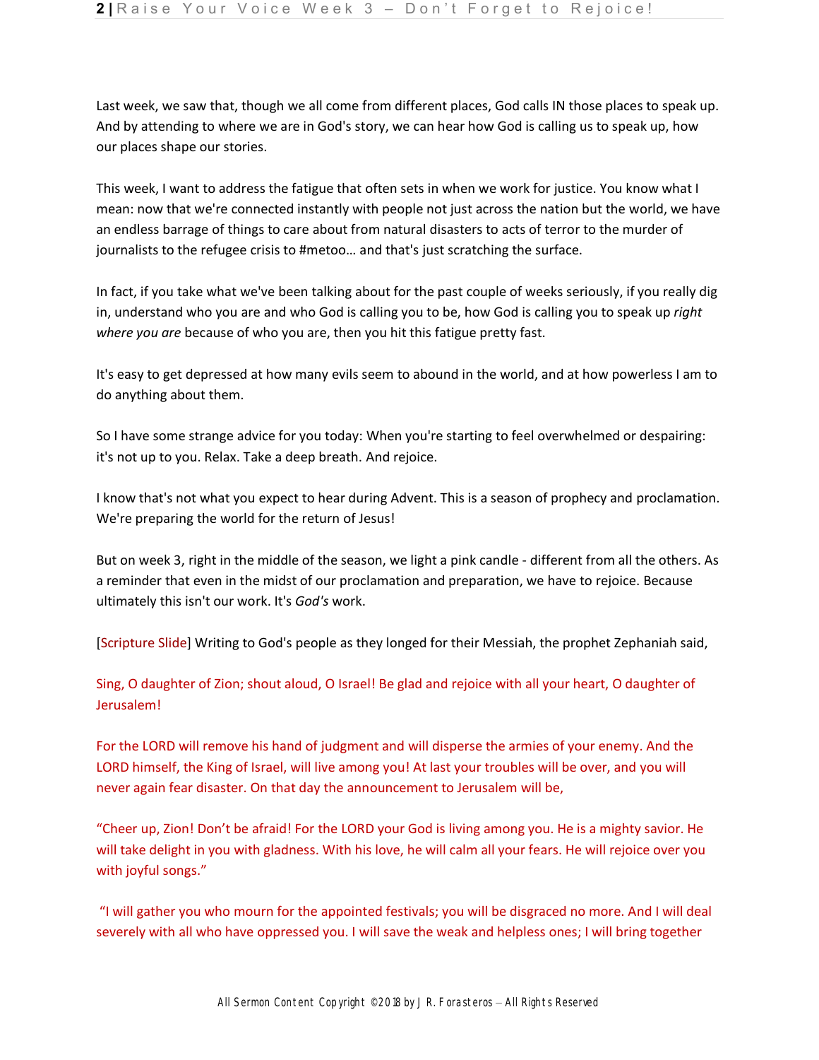Last week, we saw that, though we all come from different places, God calls IN those places to speak up. And by attending to where we are in God's story, we can hear how God is calling us to speak up, how our places shape our stories.

This week, I want to address the fatigue that often sets in when we work for justice. You know what I mean: now that we're connected instantly with people not just across the nation but the world, we have an endless barrage of things to care about from natural disasters to acts of terror to the murder of journalists to the refugee crisis to #metoo… and that's just scratching the surface.

In fact, if you take what we've been talking about for the past couple of weeks seriously, if you really dig in, understand who you are and who God is calling you to be, how God is calling you to speak up *right where you are* because of who you are, then you hit this fatigue pretty fast.

It's easy to get depressed at how many evils seem to abound in the world, and at how powerless I am to do anything about them.

So I have some strange advice for you today: When you're starting to feel overwhelmed or despairing: it's not up to you. Relax. Take a deep breath. And rejoice.

I know that's not what you expect to hear during Advent. This is a season of prophecy and proclamation. We're preparing the world for the return of Jesus!

But on week 3, right in the middle of the season, we light a pink candle - different from all the others. As a reminder that even in the midst of our proclamation and preparation, we have to rejoice. Because ultimately this isn't our work. It's *God's* work.

[Scripture Slide] Writing to God's people as they longed for their Messiah, the prophet Zephaniah said,

Sing, O daughter of Zion; shout aloud, O Israel! Be glad and rejoice with all your heart, O daughter of Jerusalem!

For the LORD will remove his hand of judgment and will disperse the armies of your enemy. And the LORD himself, the King of Israel, will live among you! At last your troubles will be over, and you will never again fear disaster. On that day the announcement to Jerusalem will be,

“Cheer up, Zion! Don’t be afraid! For the LORD your God is living among you. He is a mighty savior. He will take delight in you with gladness. With his love, he will calm all your fears. He will rejoice over you with joyful songs.”

“I will gather you who mourn for the appointed festivals; you will be disgraced no more. And I will deal severely with all who have oppressed you. I will save the weak and helpless ones; I will bring together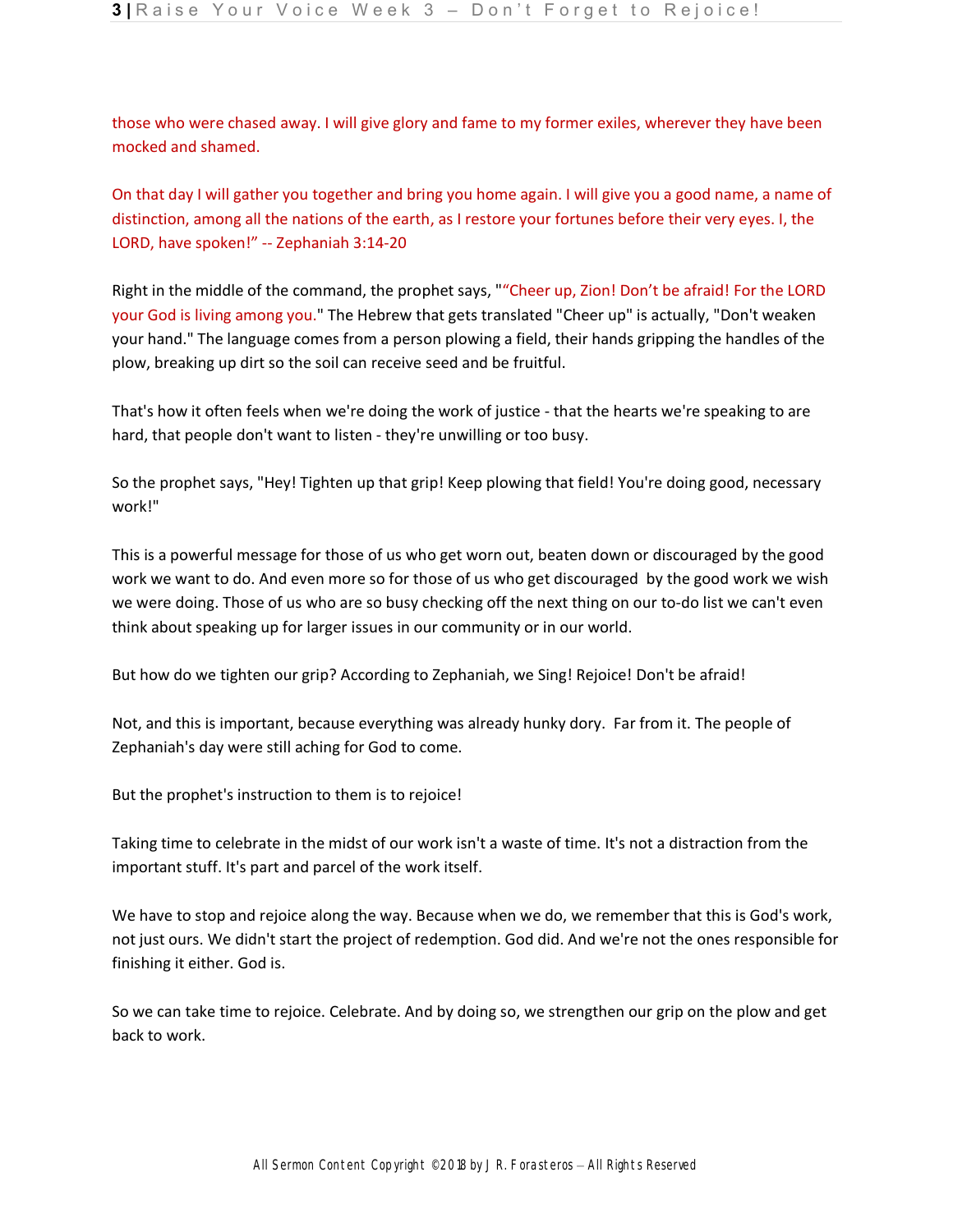those who were chased away. I will give glory and fame to my former exiles, wherever they have been mocked and shamed.

On that day I will gather you together and bring you home again. I will give you a good name, a name of distinction, among all the nations of the earth, as I restore your fortunes before their very eyes. I, the LORD, have spoken!" -- Zephaniah 3:14-20

Right in the middle of the command, the prophet says, "“Cheer up, Zion! Don’t be afraid! For the LORD your God is living among you." The Hebrew that gets translated "Cheer up" is actually, "Don't weaken your hand." The language comes from a person plowing a field, their hands gripping the handles of the plow, breaking up dirt so the soil can receive seed and be fruitful.

That's how it often feels when we're doing the work of justice - that the hearts we're speaking to are hard, that people don't want to listen - they're unwilling or too busy.

So the prophet says, "Hey! Tighten up that grip! Keep plowing that field! You're doing good, necessary work!"

This is a powerful message for those of us who get worn out, beaten down or discouraged by the good work we want to do. And even more so for those of us who get discouraged by the good work we wish we were doing. Those of us who are so busy checking off the next thing on our to-do list we can't even think about speaking up for larger issues in our community or in our world.

But how do we tighten our grip? According to Zephaniah, we Sing! Rejoice! Don't be afraid!

Not, and this is important, because everything was already hunky dory. Far from it. The people of Zephaniah's day were still aching for God to come.

But the prophet's instruction to them is to rejoice!

Taking time to celebrate in the midst of our work isn't a waste of time. It's not a distraction from the important stuff. It's part and parcel of the work itself.

We have to stop and rejoice along the way. Because when we do, we remember that this is God's work, not just ours. We didn't start the project of redemption. God did. And we're not the ones responsible for finishing it either. God is.

So we can take time to rejoice. Celebrate. And by doing so, we strengthen our grip on the plow and get back to work.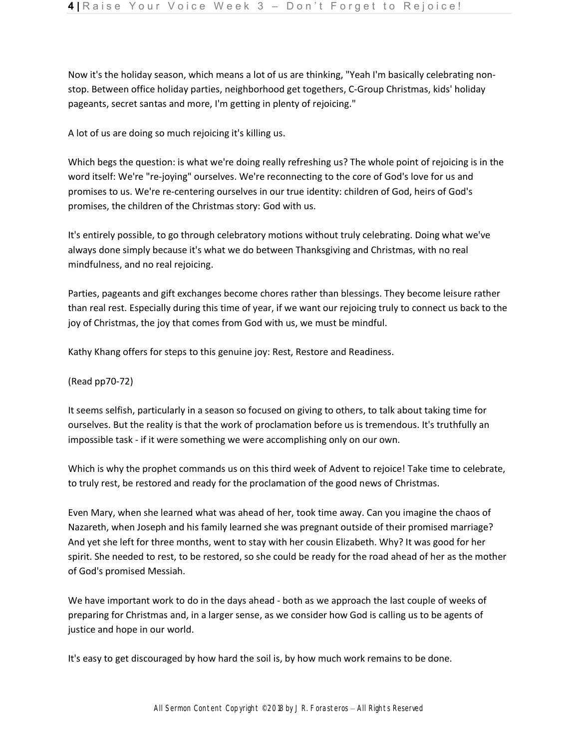Now it's the holiday season, which means a lot of us are thinking, "Yeah I'm basically celebrating non-stop. Between office holiday parties, neighborhood get togethers, C-Group Christmas, kids' holiday pageants, secret santas and more, I'm getting in plenty of rejoicing."

A lot of us are doing so much rejoicing it's killing us.

Which begs the question: is what we're doing really refreshing us? The whole point of rejoicing is in the word itself: We're "re-joying" ourselves. We're reconnecting to the core of God's love for us and promises to us. We're re-centering ourselves in our true identity: children of God, heirs of God's promises, the children of the Christmas story: God with us.

It's entirely possible, to go through celebratory motions without truly celebrating. Doing what we've always done simply because it's what we do between Thanksgiving and Christmas, with no real mindfulness, and no real rejoicing.

Parties, pageants and gift exchanges become chores rather than blessings. They become leisure rather than real rest. Especially during this time of year, if we want our rejoicing truly to connect us back to the joy of Christmas, the joy that comes from God with us, we must be mindful.

Kathy Khang offers for steps to this genuine joy: Rest, Restore and Readiness.

(Read pp70-72)

It seems selfish, particularly in a season so focused on giving to others, to talk about taking time for ourselves. But the reality is that the work of proclamation before us is tremendous. It's truthfully an impossible task - if it were something we were accomplishing only on our own.

Which is why the prophet commands us on this third week of Advent to rejoice! Take time to celebrate, to truly rest, be restored and ready for the proclamation of the good news of Christmas.

Even Mary, when she learned what was ahead of her, took time away. Can you imagine the chaos of Nazareth, when Joseph and his family learned she was pregnant outside of their promised marriage? And yet she left for three months, went to stay with her cousin Elizabeth. Why? It was good for her spirit. She needed to rest, to be restored, so she could be ready for the road ahead of her as the mother of God's promised Messiah.

We have important work to do in the days ahead - both as we approach the last couple of weeks of preparing for Christmas and, in a larger sense, as we consider how God is calling us to be agents of justice and hope in our world.

It's easy to get discouraged by how hard the soil is, by how much work remains to be done.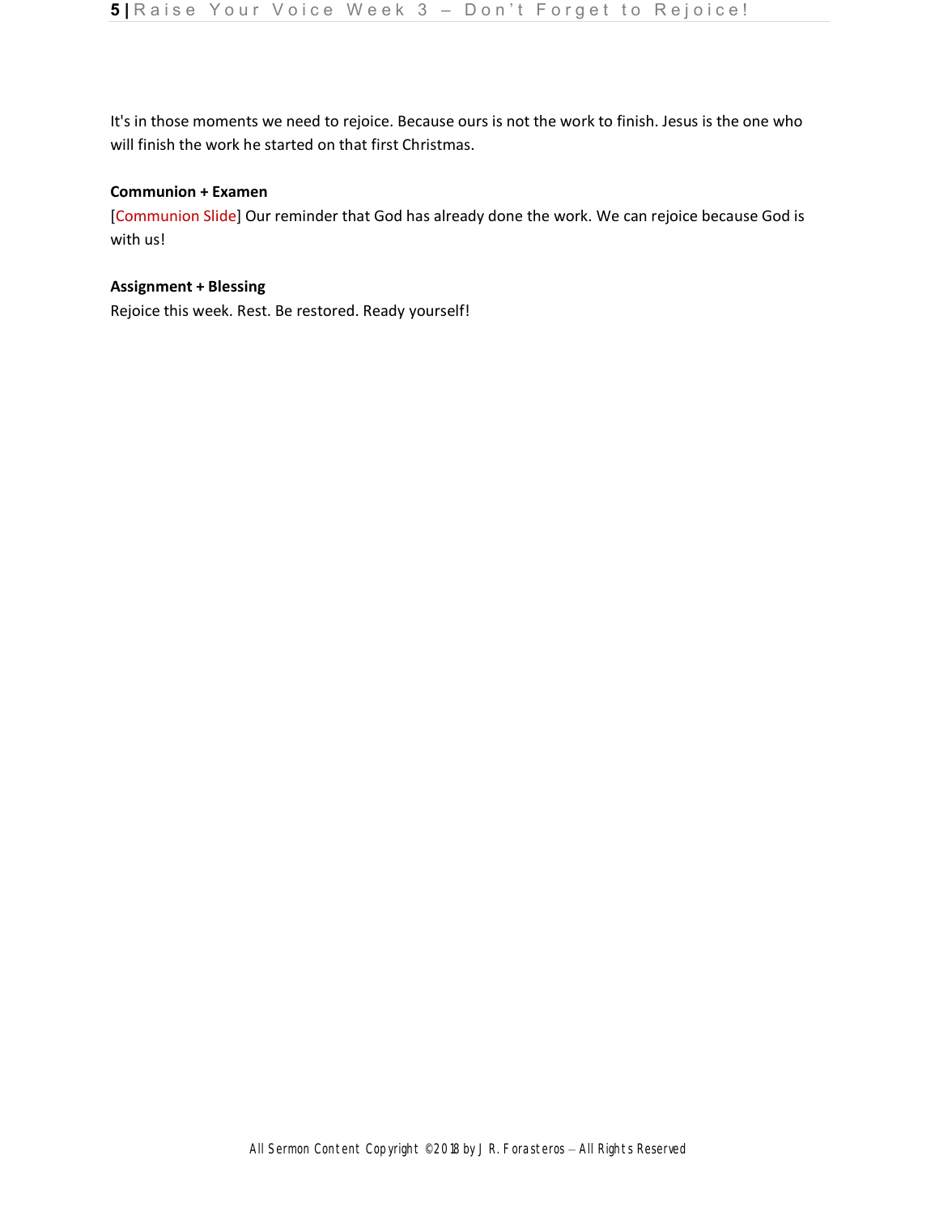It's in those moments we need to rejoice. Because ours is not the work to finish. Jesus is the one who will finish the work he started on that first Christmas.

**Communion + Examen**

[Communion Slide] Our reminder that God has already done the work. We can rejoice because God is with us!

**Assignment + Blessing**

Rejoice this week. Rest. Be restored. Ready yourself!

All Sermon Content Copyright ©2018 by J R. Forasteros – All Rights Reserved